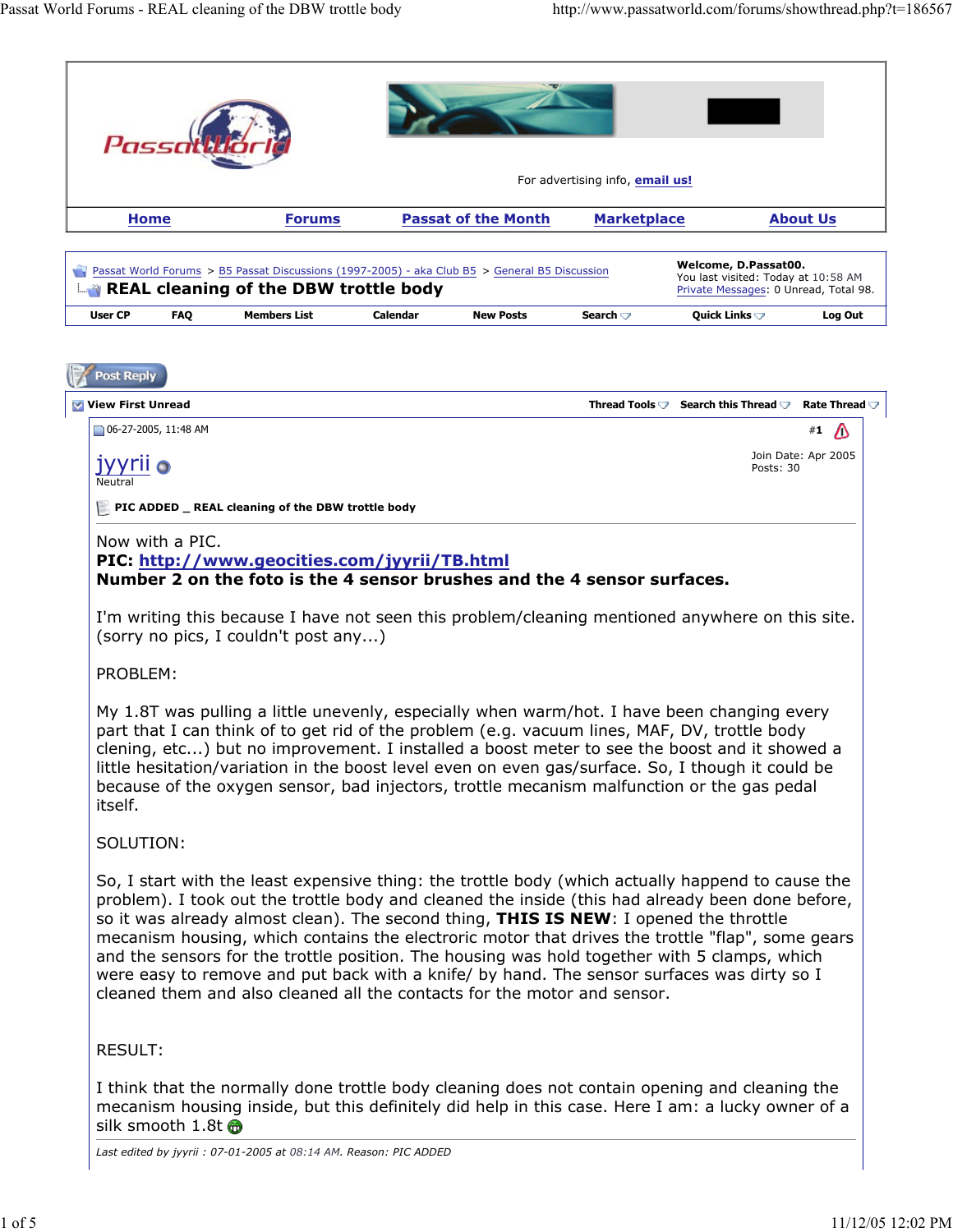Passat World Forums > B5 Passat Discussions (1997-2005) - aka Club B5 > General B5 Discussion

# REAL cleaning of the DBW trottle body

Welcome, D.Passat00.
You last visited: Today at 10:58 AM
Private Messages: 0 Unread, Total 98.

User CP | FAQ | Members List | Calendar | New Posts | Search | Quick Links | Log Out

Post Reply

View First Unread | Thread Tools | Search this Thread | Rate Thread

06-27-2005, 11:48 AM #1

**jyyrii**
Neutral

Join Date: Apr 2005
Posts: 30

**PIC ADDED _ REAL cleaning of the DBW trottle body**

Now with a PIC.
**PIC: http://www.geocities.com/jyyrii/TB.html**
**Number 2 on the foto is the 4 sensor brushes and the 4 sensor surfaces.**

I'm writing this because I have not seen this problem/cleaning mentioned anywhere on this site. (sorry no pics, I couldn't post any...)

PROBLEM:

My 1.8T was pulling a little unevenly, especially when warm/hot. I have been changing every part that I can think of to get rid of the problem (e.g. vacuum lines, MAF, DV, trottle body clening, etc...) but no improvement. I installed a boost meter to see the boost and it showed a little hesitation/variation in the boost level even on even gas/surface. So, I though it could be because of the oxygen sensor, bad injectors, trottle mecanism malfunction or the gas pedal itself.

SOLUTION:

So, I start with the least expensive thing: the trottle body (which actually happend to cause the problem). I took out the trottle body and cleaned the inside (this had already been done before, so it was already almost clean). The second thing, **THIS IS NEW**: I opened the throttle mecanism housing, which contains the electroric motor that drives the trottle "flap", some gears and the sensors for the trottle position. The housing was hold together with 5 clamps, which were easy to remove and put back with a knife/ by hand. The sensor surfaces was dirty so I cleaned them and also cleaned all the contacts for the motor and sensor.

RESULT:

I think that the normally done trottle body cleaning does not contain opening and cleaning the mecanism housing inside, but this definitely did help in this case. Here I am: a lucky owner of a silk smooth 1.8t

*Last edited by jyyrii : 07-01-2005 at 08:14 AM. Reason: PIC ADDED*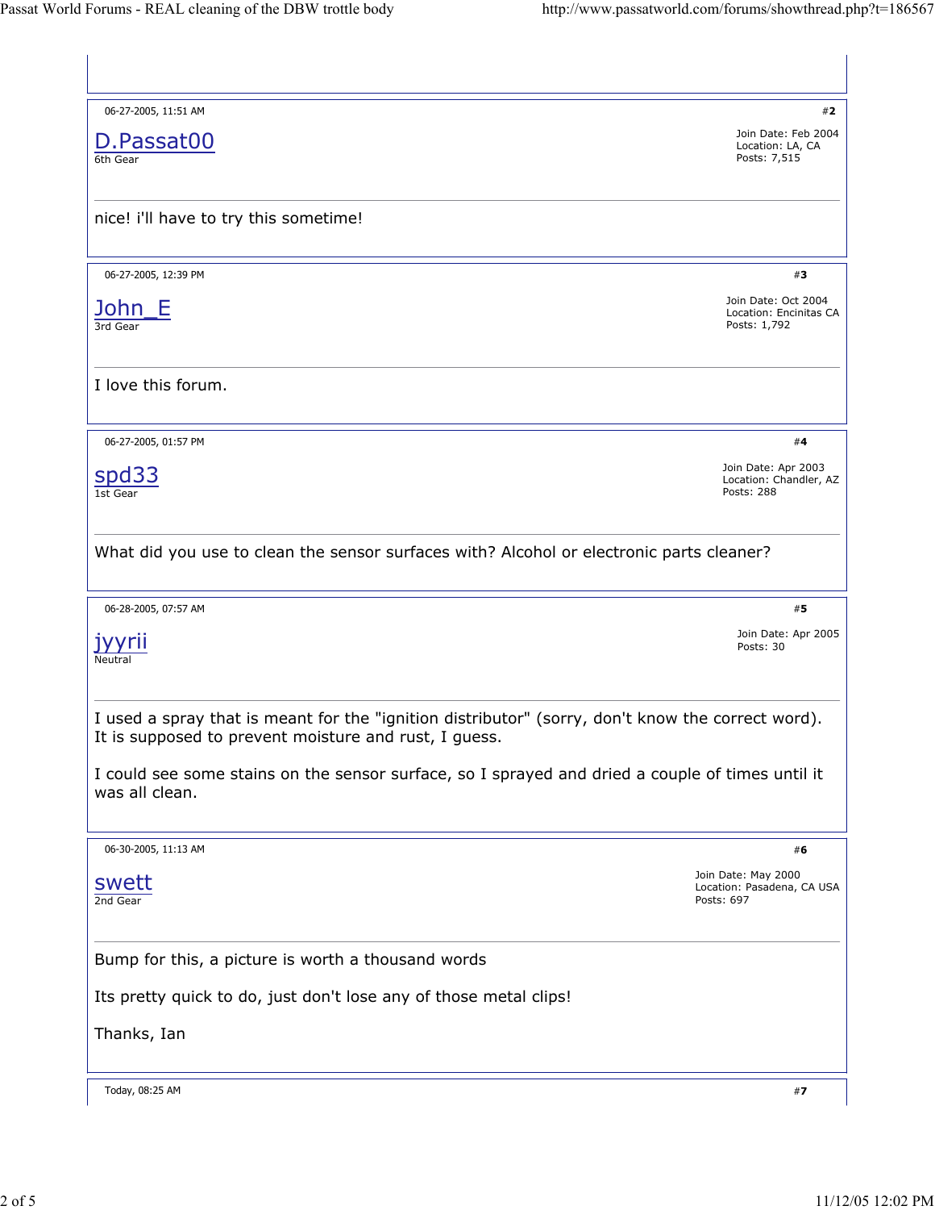06-27-2005, 11:51 AM #2

**D.Passat00**
6th Gear

Join Date: Feb 2004
Location: LA, CA
Posts: 7,515

nice! i'll have to try this sometime!

---

06-27-2005, 12:39 PM #3

**John_E**
3rd Gear

Join Date: Oct 2004
Location: Encinitas CA
Posts: 1,792

I love this forum.

---

06-27-2005, 01:57 PM #4

**spd33**
1st Gear

Join Date: Apr 2003
Location: Chandler, AZ
Posts: 288

What did you use to clean the sensor surfaces with? Alcohol or electronic parts cleaner?

---

06-28-2005, 07:57 AM #5

**jyyrii**
Neutral

Join Date: Apr 2005
Posts: 30

I used a spray that is meant for the "ignition distributor" (sorry, don't know the correct word). It is supposed to prevent moisture and rust, I guess.

I could see some stains on the sensor surface, so I sprayed and dried a couple of times until it was all clean.

---

06-30-2005, 11:13 AM #6

**swett**
2nd Gear

Join Date: May 2000
Location: Pasadena, CA USA
Posts: 697

Bump for this, a picture is worth a thousand words

Its pretty quick to do, just don't lose any of those metal clips!

Thanks, Ian

---

Today, 08:25 AM #7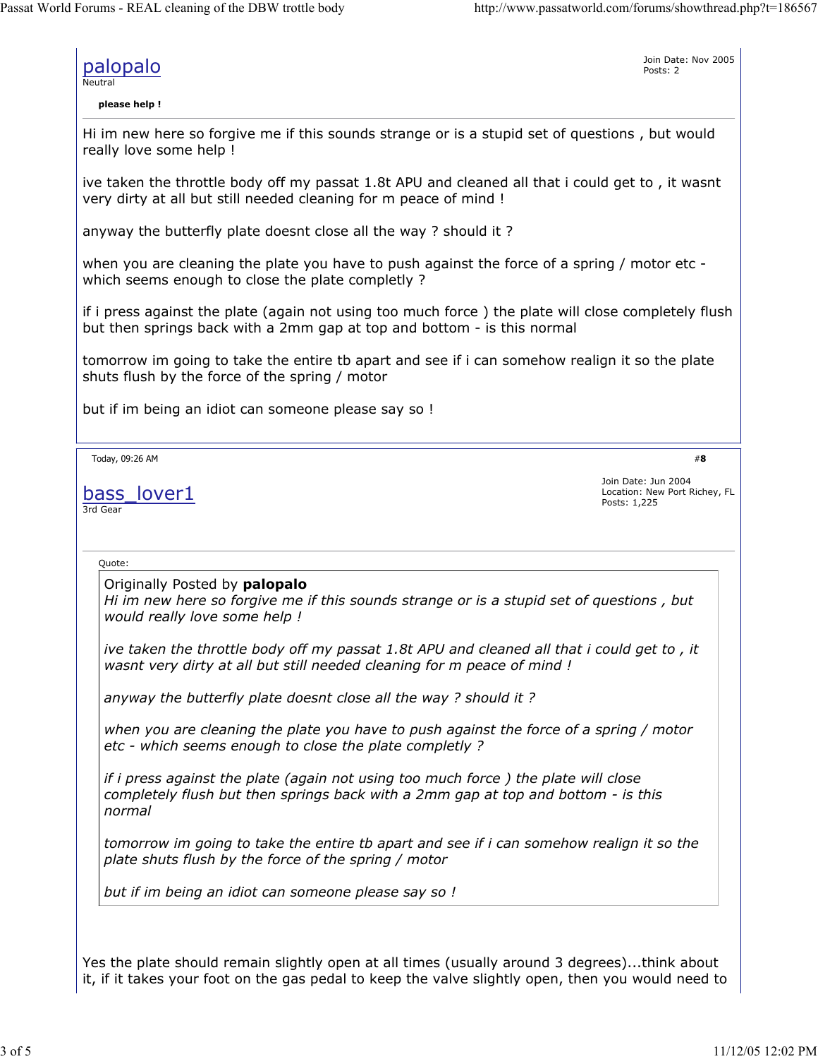palopalo
Neutral

Join Date: Nov 2005
Posts: 2

**please help !**

Hi im new here so forgive me if this sounds strange or is a stupid set of questions , but would really love some help !

ive taken the throttle body off my passat 1.8t APU and cleaned all that i could get to , it wasnt very dirty at all but still needed cleaning for m peace of mind !

anyway the butterfly plate doesnt close all the way ? should it ?

when you are cleaning the plate you have to push against the force of a spring / motor etc - which seems enough to close the plate completly ?

if i press against the plate (again not using too much force ) the plate will close completely flush but then springs back with a 2mm gap at top and bottom - is this normal

tomorrow im going to take the entire tb apart and see if i can somehow realign it so the plate shuts flush by the force of the spring / motor

but if im being an idiot can someone please say so !

---

Today, 09:26 AM #**8**

bass_lover1
3rd Gear

Join Date: Jun 2004
Location: New Port Richey, FL
Posts: 1,225

Quote:

> Originally Posted by **palopalo**
> *Hi im new here so forgive me if this sounds strange or is a stupid set of questions , but would really love some help !*
>
> *ive taken the throttle body off my passat 1.8t APU and cleaned all that i could get to , it wasnt very dirty at all but still needed cleaning for m peace of mind !*
>
> *anyway the butterfly plate doesnt close all the way ? should it ?*
>
> *when you are cleaning the plate you have to push against the force of a spring / motor etc - which seems enough to close the plate completly ?*
>
> *if i press against the plate (again not using too much force ) the plate will close completely flush but then springs back with a 2mm gap at top and bottom - is this normal*
>
> *tomorrow im going to take the entire tb apart and see if i can somehow realign it so the plate shuts flush by the force of the spring / motor*
>
> *but if im being an idiot can someone please say so !*

Yes the plate should remain slightly open at all times (usually around 3 degrees)...think about it, if it takes your foot on the gas pedal to keep the valve slightly open, then you would need to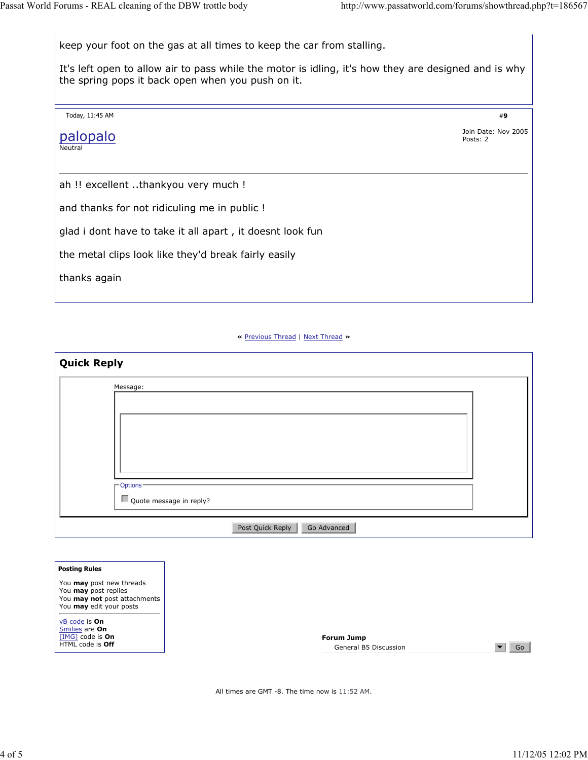keep your foot on the gas at all times to keep the car from stalling.

It's left open to allow air to pass while the motor is idling, it's how they are designed and is why the spring pops it back open when you push on it.

---

Today, 11:45 AM

#9

palopalo
Neutral

Join Date: Nov 2005
Posts: 2

ah !! excellent ..thankyou very much !

and thanks for not ridiculing me in public !

glad i dont have to take it all apart , it doesnt look fun

the metal clips look like they'd break fairly easily

thanks again

---

« Previous Thread | Next Thread »

## Quick Reply

Message:

Options
Quote message in reply?

Post Quick Reply | Go Advanced

**Posting Rules**

You **may** post new threads
You **may** post replies
You **may not** post attachments
You **may** edit your posts

vB code is **On**
Smilies are **On**
[IMG] code is **On**
HTML code is **Off**

**Forum Jump**
General B5 Discussion | Go

All times are GMT -8. The time now is 11:52 AM.